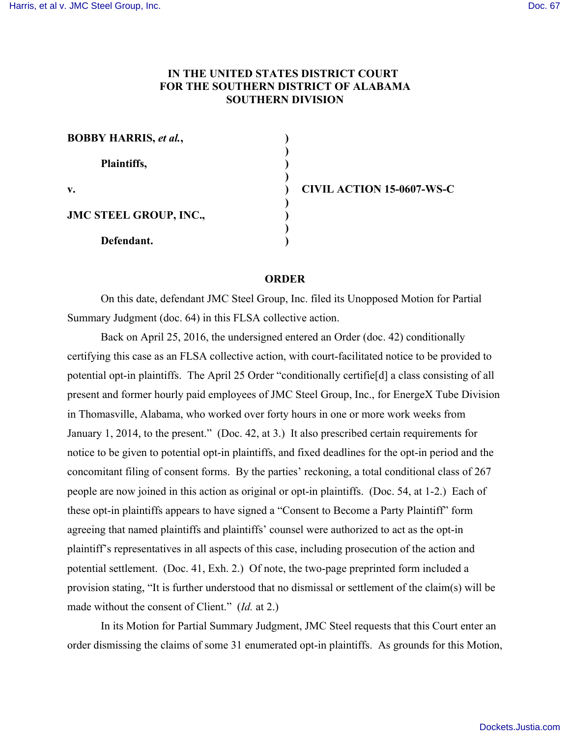IN THE UNITED STATES DISTRICT COURT
FOR THE SOUTHERN DISTRICT OF ALABAMA
SOUTHERN DIVISION

**BOBBY HARRIS, *et al.*,**

**Plaintiffs,**

**v.**

**JMC STEEL GROUP, INC.,**

**Defendant.**

**CIVIL ACTION 15-0607-WS-C**

## ORDER

On this date, defendant JMC Steel Group, Inc. filed its Unopposed Motion for Partial Summary Judgment (doc. 64) in this FLSA collective action.

Back on April 25, 2016, the undersigned entered an Order (doc. 42) conditionally certifying this case as an FLSA collective action, with court-facilitated notice to be provided to potential opt-in plaintiffs. The April 25 Order "conditionally certifie[d] a class consisting of all present and former hourly paid employees of JMC Steel Group, Inc., for EnergeX Tube Division in Thomasville, Alabama, who worked over forty hours in one or more work weeks from January 1, 2014, to the present." (Doc. 42, at 3.) It also prescribed certain requirements for notice to be given to potential opt-in plaintiffs, and fixed deadlines for the opt-in period and the concomitant filing of consent forms. By the parties' reckoning, a total conditional class of 267 people are now joined in this action as original or opt-in plaintiffs. (Doc. 54, at 1-2.) Each of these opt-in plaintiffs appears to have signed a "Consent to Become a Party Plaintiff" form agreeing that named plaintiffs and plaintiffs' counsel were authorized to act as the opt-in plaintiff's representatives in all aspects of this case, including prosecution of the action and potential settlement. (Doc. 41, Exh. 2.) Of note, the two-page preprinted form included a provision stating, "It is further understood that no dismissal or settlement of the claim(s) will be made without the consent of Client." (*Id.* at 2.)

In its Motion for Partial Summary Judgment, JMC Steel requests that this Court enter an order dismissing the claims of some 31 enumerated opt-in plaintiffs. As grounds for this Motion,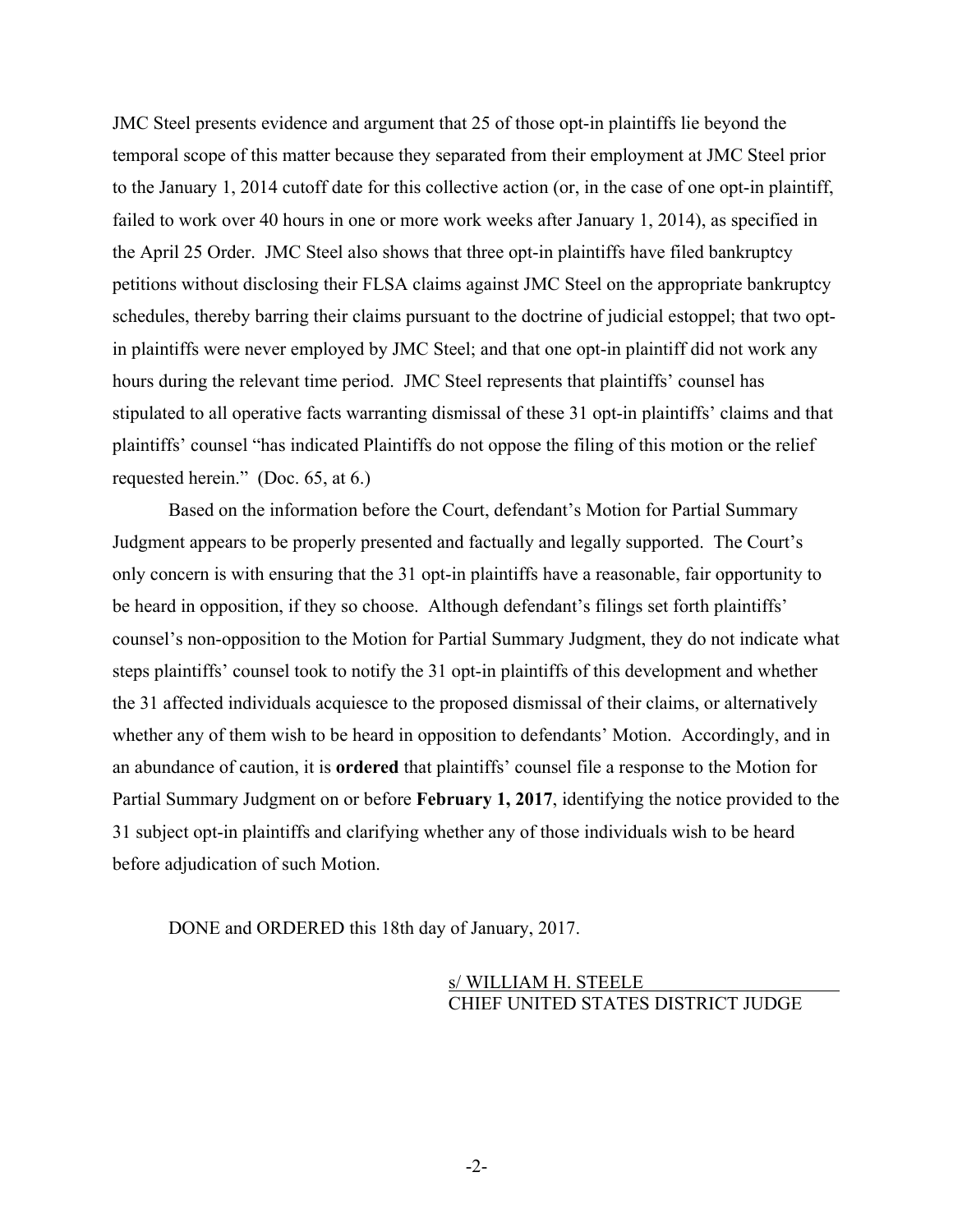JMC Steel presents evidence and argument that 25 of those opt-in plaintiffs lie beyond the temporal scope of this matter because they separated from their employment at JMC Steel prior to the January 1, 2014 cutoff date for this collective action (or, in the case of one opt-in plaintiff, failed to work over 40 hours in one or more work weeks after January 1, 2014), as specified in the April 25 Order. JMC Steel also shows that three opt-in plaintiffs have filed bankruptcy petitions without disclosing their FLSA claims against JMC Steel on the appropriate bankruptcy schedules, thereby barring their claims pursuant to the doctrine of judicial estoppel; that two opt-in plaintiffs were never employed by JMC Steel; and that one opt-in plaintiff did not work any hours during the relevant time period. JMC Steel represents that plaintiffs' counsel has stipulated to all operative facts warranting dismissal of these 31 opt-in plaintiffs' claims and that plaintiffs' counsel "has indicated Plaintiffs do not oppose the filing of this motion or the relief requested herein." (Doc. 65, at 6.)

Based on the information before the Court, defendant's Motion for Partial Summary Judgment appears to be properly presented and factually and legally supported. The Court's only concern is with ensuring that the 31 opt-in plaintiffs have a reasonable, fair opportunity to be heard in opposition, if they so choose. Although defendant's filings set forth plaintiffs' counsel's non-opposition to the Motion for Partial Summary Judgment, they do not indicate what steps plaintiffs' counsel took to notify the 31 opt-in plaintiffs of this development and whether the 31 affected individuals acquiesce to the proposed dismissal of their claims, or alternatively whether any of them wish to be heard in opposition to defendants' Motion. Accordingly, and in an abundance of caution, it is **ordered** that plaintiffs' counsel file a response to the Motion for Partial Summary Judgment on or before **February 1, 2017**, identifying the notice provided to the 31 subject opt-in plaintiffs and clarifying whether any of those individuals wish to be heard before adjudication of such Motion.

DONE and ORDERED this 18th day of January, 2017.

s/ WILLIAM H. STEELE
CHIEF UNITED STATES DISTRICT JUDGE